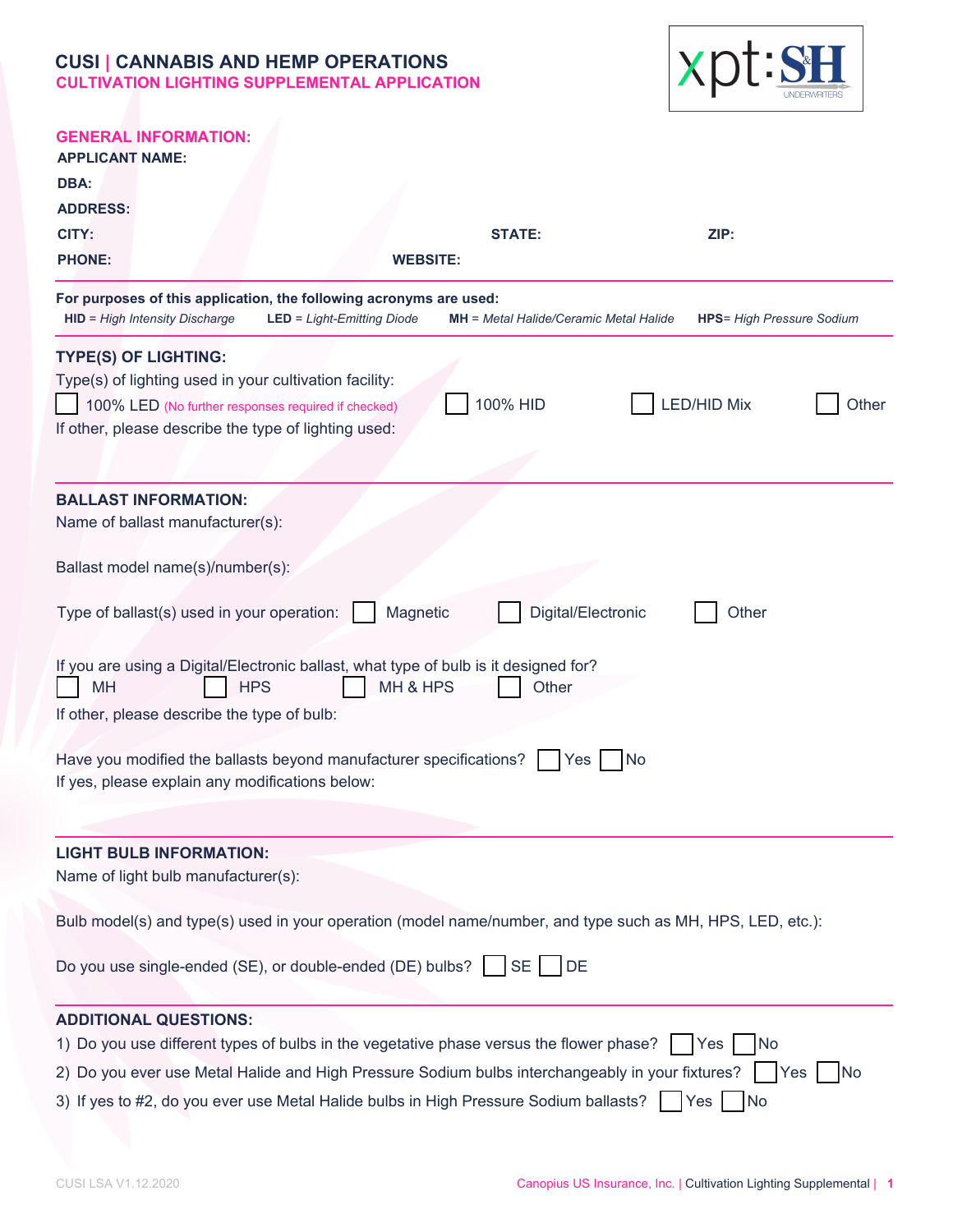# CUSI | CANNABIS AND HEMP OPERATIONS

## CULTIVATION LIGHTING SUPPLEMENTAL APPLICATION

### GENERAL INFORMATION:

**APPLICANT NAME:**

**DBA:**

**ADDRESS:**

**CITY:** **STATE:** **ZIP:**

**PHONE:** **WEBSITE:**

---

**For purposes of this application, the following acronyms are used:**

**HID** = *High Intensity Discharge* **LED** = *Light-Emitting Diode* **MH** = *Metal Halide/Ceramic Metal Halide* **HPS**= *High Pressure Sodium*

---

### TYPE(S) OF LIGHTING:

Type(s) of lighting used in your cultivation facility:

☐ 100% LED (No further responses required if checked) ☐ 100% HID ☐ LED/HID Mix ☐ Other

If other, please describe the type of lighting used:

---

### BALLAST INFORMATION:

Name of ballast manufacturer(s):

Ballast model name(s)/number(s):

Type of ballast(s) used in your operation: ☐ Magnetic ☐ Digital/Electronic ☐ Other

If you are using a Digital/Electronic ballast, what type of bulb is it designed for?

☐ MH ☐ HPS ☐ MH & HPS ☐ Other

If other, please describe the type of bulb:

Have you modified the ballasts beyond manufacturer specifications? ☐ Yes ☐ No

If yes, please explain any modifications below:

---

### LIGHT BULB INFORMATION:

Name of light bulb manufacturer(s):

Bulb model(s) and type(s) used in your operation (model name/number, and type such as MH, HPS, LED, etc.):

Do you use single-ended (SE), or double-ended (DE) bulbs? ☐ SE ☐ DE

---

### ADDITIONAL QUESTIONS:

1) Do you use different types of bulbs in the vegetative phase versus the flower phase? ☐ Yes ☐ No
2) Do you ever use Metal Halide and High Pressure Sodium bulbs interchangeably in your fixtures? ☐ Yes ☐ No
3) If yes to #2, do you ever use Metal Halide bulbs in High Pressure Sodium ballasts? ☐ Yes ☐ No

CUSI LSA V1.12.2020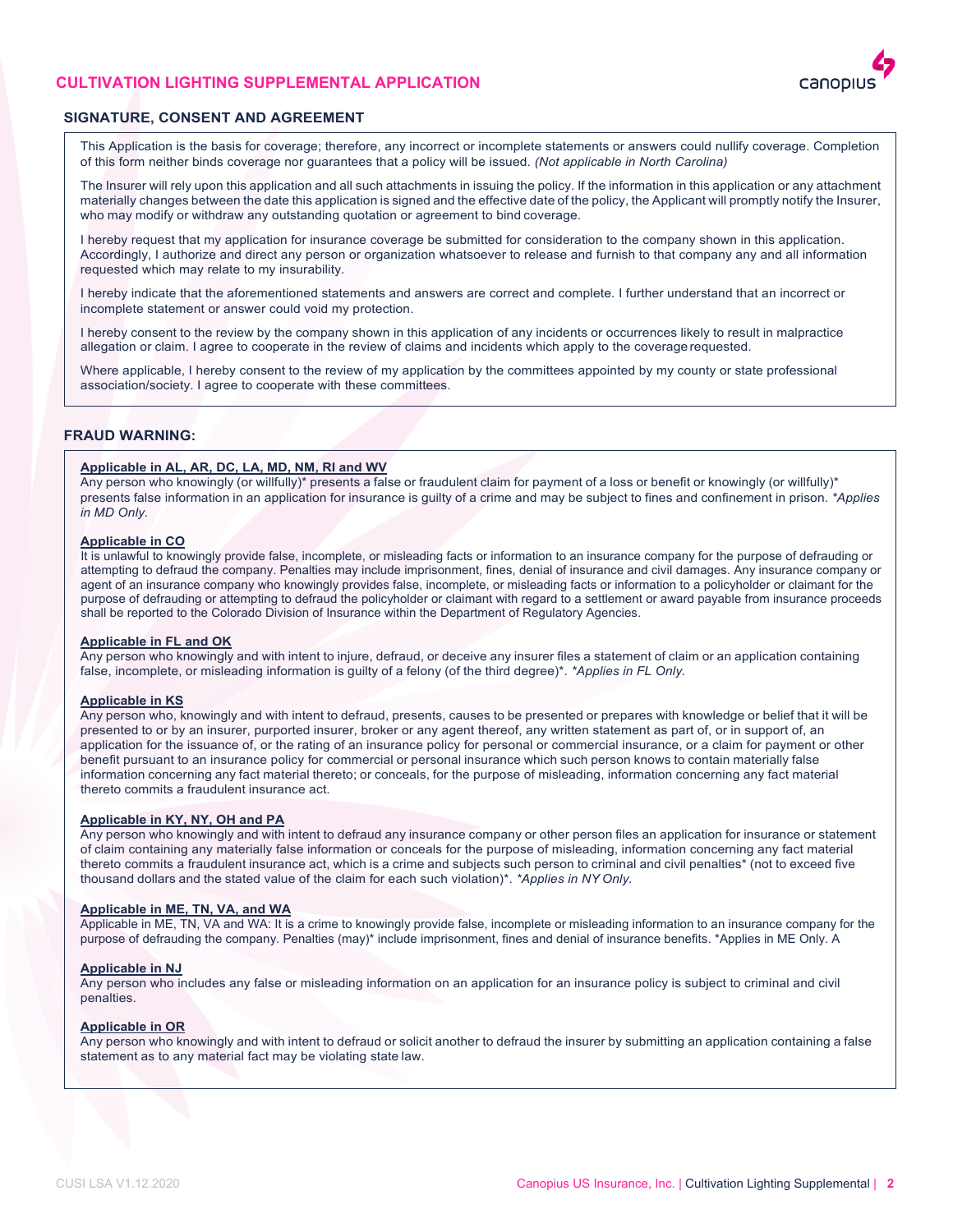## CULTIVATION LIGHTING SUPPLEMENTAL APPLICATION

### SIGNATURE, CONSENT AND AGREEMENT

This Application is the basis for coverage; therefore, any incorrect or incomplete statements or answers could nullify coverage. Completion of this form neither binds coverage nor guarantees that a policy will be issued. *(Not applicable in North Carolina)*

The Insurer will rely upon this application and all such attachments in issuing the policy. If the information in this application or any attachment materially changes between the date this application is signed and the effective date of the policy, the Applicant will promptly notify the Insurer, who may modify or withdraw any outstanding quotation or agreement to bind coverage.

I hereby request that my application for insurance coverage be submitted for consideration to the company shown in this application. Accordingly, I authorize and direct any person or organization whatsoever to release and furnish to that company any and all information requested which may relate to my insurability.

I hereby indicate that the aforementioned statements and answers are correct and complete. I further understand that an incorrect or incomplete statement or answer could void my protection.

I hereby consent to the review by the company shown in this application of any incidents or occurrences likely to result in malpractice allegation or claim. I agree to cooperate in the review of claims and incidents which apply to the coverage requested.

Where applicable, I hereby consent to the review of my application by the committees appointed by my county or state professional association/society. I agree to cooperate with these committees.

### FRAUD WARNING:

**Applicable in AL, AR, DC, LA, MD, NM, RI and WV**
Any person who knowingly (or willfully)* presents a false or fraudulent claim for payment of a loss or benefit or knowingly (or willfully)* presents false information in an application for insurance is guilty of a crime and may be subject to fines and confinement in prison. *\*Applies in MD Only.*

**Applicable in CO**
It is unlawful to knowingly provide false, incomplete, or misleading facts or information to an insurance company for the purpose of defrauding or attempting to defraud the company. Penalties may include imprisonment, fines, denial of insurance and civil damages. Any insurance company or agent of an insurance company who knowingly provides false, incomplete, or misleading facts or information to a policyholder or claimant for the purpose of defrauding or attempting to defraud the policyholder or claimant with regard to a settlement or award payable from insurance proceeds shall be reported to the Colorado Division of Insurance within the Department of Regulatory Agencies.

**Applicable in FL and OK**
Any person who knowingly and with intent to injure, defraud, or deceive any insurer files a statement of claim or an application containing false, incomplete, or misleading information is guilty of a felony (of the third degree)*. *\*Applies in FL Only.*

**Applicable in KS**
Any person who, knowingly and with intent to defraud, presents, causes to be presented or prepares with knowledge or belief that it will be presented to or by an insurer, purported insurer, broker or any agent thereof, any written statement as part of, or in support of, an application for the issuance of, or the rating of an insurance policy for personal or commercial insurance, or a claim for payment or other benefit pursuant to an insurance policy for commercial or personal insurance which such person knows to contain materially false information concerning any fact material thereto; or conceals, for the purpose of misleading, information concerning any fact material thereto commits a fraudulent insurance act.

**Applicable in KY, NY, OH and PA**
Any person who knowingly and with intent to defraud any insurance company or other person files an application for insurance or statement of claim containing any materially false information or conceals for the purpose of misleading, information concerning any fact material thereto commits a fraudulent insurance act, which is a crime and subjects such person to criminal and civil penalties* (not to exceed five thousand dollars and the stated value of the claim for each such violation)*. *\*Applies in NY Only.*

**Applicable in ME, TN, VA, and WA**
Applicable in ME, TN, VA and WA: It is a crime to knowingly provide false, incomplete or misleading information to an insurance company for the purpose of defrauding the company. Penalties (may)* include imprisonment, fines and denial of insurance benefits. *Applies in ME Only. A

**Applicable in NJ**
Any person who includes any false or misleading information on an application for an insurance policy is subject to criminal and civil penalties.

**Applicable in OR**
Any person who knowingly and with intent to defraud or solicit another to defraud the insurer by submitting an application containing a false statement as to any material fact may be violating state law.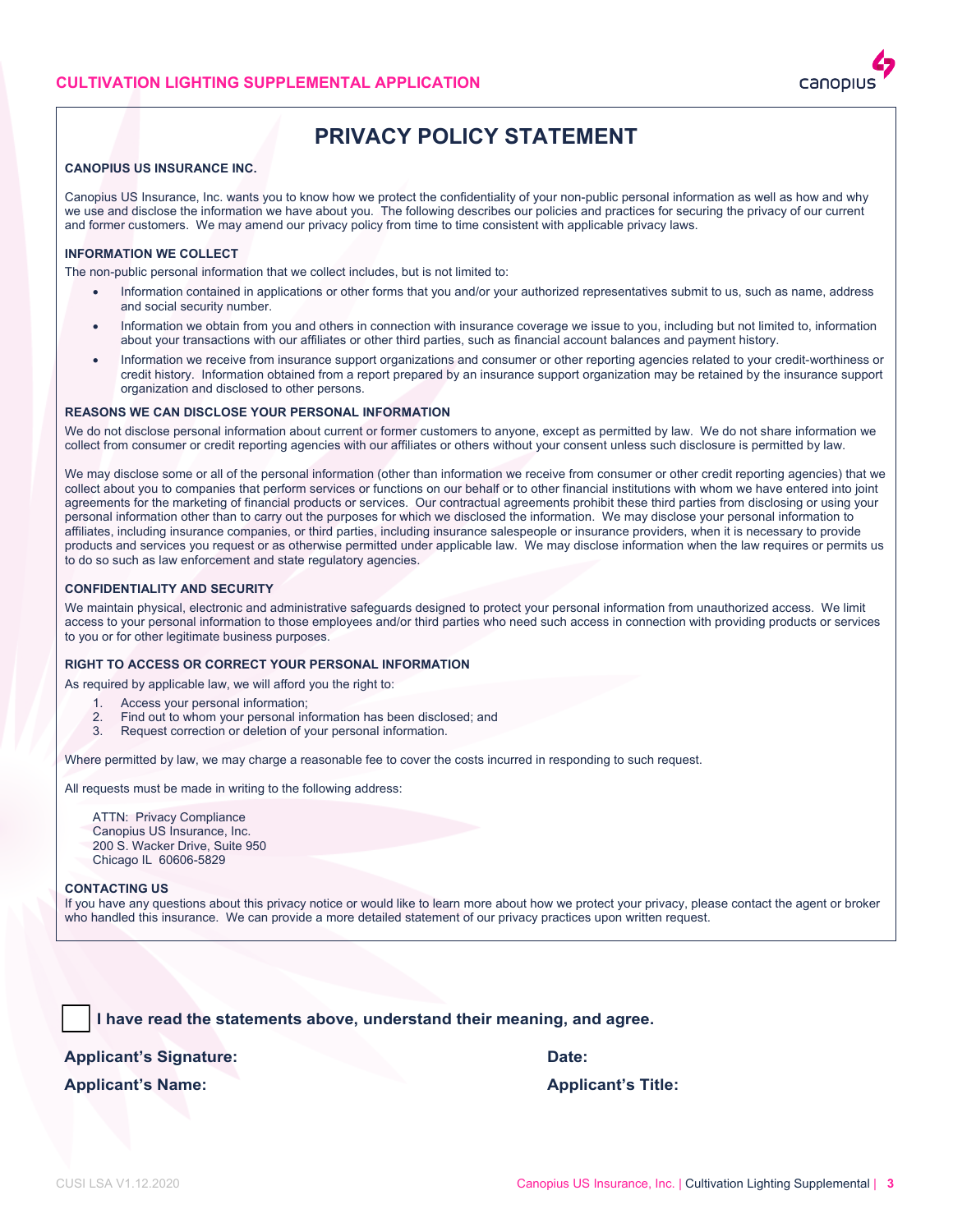# PRIVACY POLICY STATEMENT

**CANOPIUS US INSURANCE INC.**

Canopius US Insurance, Inc. wants you to know how we protect the confidentiality of your non-public personal information as well as how and why we use and disclose the information we have about you. The following describes our policies and practices for securing the privacy of our current and former customers. We may amend our privacy policy from time to time consistent with applicable privacy laws.

**INFORMATION WE COLLECT**

The non-public personal information that we collect includes, but is not limited to:

- Information contained in applications or other forms that you and/or your authorized representatives submit to us, such as name, address and social security number.
- Information we obtain from you and others in connection with insurance coverage we issue to you, including but not limited to, information about your transactions with our affiliates or other third parties, such as financial account balances and payment history.
- Information we receive from insurance support organizations and consumer or other reporting agencies related to your credit-worthiness or credit history. Information obtained from a report prepared by an insurance support organization may be retained by the insurance support organization and disclosed to other persons.

**REASONS WE CAN DISCLOSE YOUR PERSONAL INFORMATION**

We do not disclose personal information about current or former customers to anyone, except as permitted by law. We do not share information we collect from consumer or credit reporting agencies with our affiliates or others without your consent unless such disclosure is permitted by law.

We may disclose some or all of the personal information (other than information we receive from consumer or other credit reporting agencies) that we collect about you to companies that perform services or functions on our behalf or to other financial institutions with whom we have entered into joint agreements for the marketing of financial products or services. Our contractual agreements prohibit these third parties from disclosing or using your personal information other than to carry out the purposes for which we disclosed the information. We may disclose your personal information to affiliates, including insurance companies, or third parties, including insurance salespeople or insurance providers, when it is necessary to provide products and services you request or as otherwise permitted under applicable law. We may disclose information when the law requires or permits us to do so such as law enforcement and state regulatory agencies.

**CONFIDENTIALITY AND SECURITY**

We maintain physical, electronic and administrative safeguards designed to protect your personal information from unauthorized access. We limit access to your personal information to those employees and/or third parties who need such access in connection with providing products or services to you or for other legitimate business purposes.

**RIGHT TO ACCESS OR CORRECT YOUR PERSONAL INFORMATION**

As required by applicable law, we will afford you the right to:

1. Access your personal information;
2. Find out to whom your personal information has been disclosed; and
3. Request correction or deletion of your personal information.

Where permitted by law, we may charge a reasonable fee to cover the costs incurred in responding to such request.

All requests must be made in writing to the following address:

ATTN: Privacy Compliance
Canopius US Insurance, Inc.
200 S. Wacker Drive, Suite 950
Chicago IL 60606-5829

**CONTACTING US**

If you have any questions about this privacy notice or would like to learn more about how we protect your privacy, please contact the agent or broker who handled this insurance. We can provide a more detailed statement of our privacy practices upon written request.

☐ **I have read the statements above, understand their meaning, and agree.**

**Applicant's Signature:** **Date:**

**Applicant's Name:** **Applicant's Title:**

CUSI LSA V1.12.2020